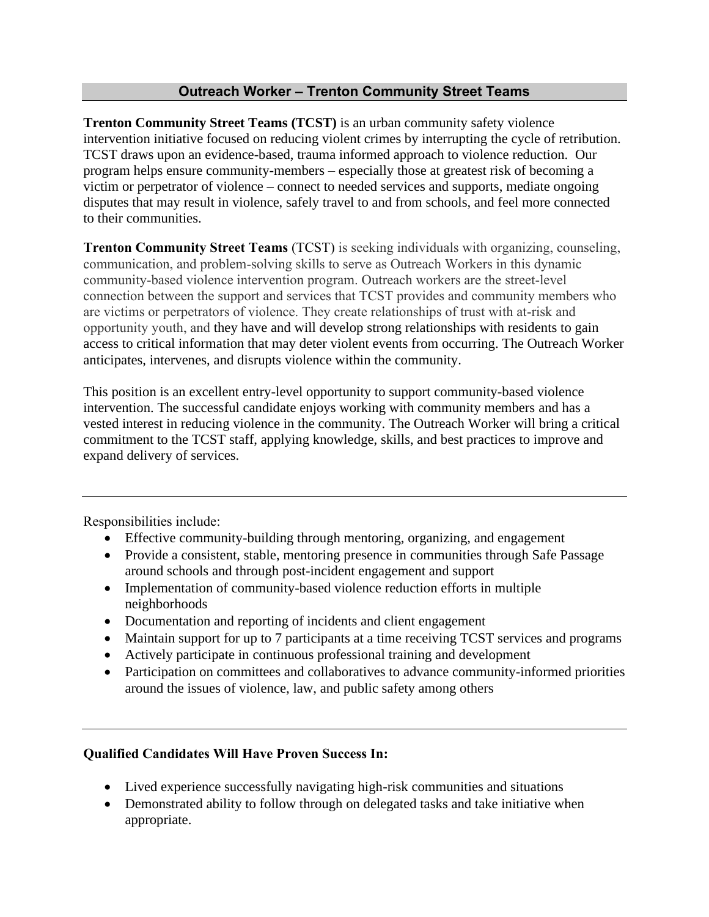## Outreach Worker – Trenton Community Street Teams

**Trenton Community Street Teams (TCST)** is an urban community safety violence intervention initiative focused on reducing violent crimes by interrupting the cycle of retribution. TCST draws upon an evidence-based, trauma informed approach to violence reduction. Our program helps ensure community-members – especially those at greatest risk of becoming a victim or perpetrator of violence – connect to needed services and supports, mediate ongoing disputes that may result in violence, safely travel to and from schools, and feel more connected to their communities.

**Trenton Community Street Teams** (TCST) is seeking individuals with organizing, counseling, communication, and problem-solving skills to serve as Outreach Workers in this dynamic community-based violence intervention program. Outreach workers are the street-level connection between the support and services that TCST provides and community members who are victims or perpetrators of violence. They create relationships of trust with at-risk and opportunity youth, and they have and will develop strong relationships with residents to gain access to critical information that may deter violent events from occurring. The Outreach Worker anticipates, intervenes, and disrupts violence within the community.

This position is an excellent entry-level opportunity to support community-based violence intervention. The successful candidate enjoys working with community members and has a vested interest in reducing violence in the community. The Outreach Worker will bring a critical commitment to the TCST staff, applying knowledge, skills, and best practices to improve and expand delivery of services.

---

Responsibilities include:

- Effective community-building through mentoring, organizing, and engagement
- Provide a consistent, stable, mentoring presence in communities through Safe Passage around schools and through post-incident engagement and support
- Implementation of community-based violence reduction efforts in multiple neighborhoods
- Documentation and reporting of incidents and client engagement
- Maintain support for up to 7 participants at a time receiving TCST services and programs
- Actively participate in continuous professional training and development
- Participation on committees and collaboratives to advance community-informed priorities around the issues of violence, law, and public safety among others

---

**Qualified Candidates Will Have Proven Success In:**

- Lived experience successfully navigating high-risk communities and situations
- Demonstrated ability to follow through on delegated tasks and take initiative when appropriate.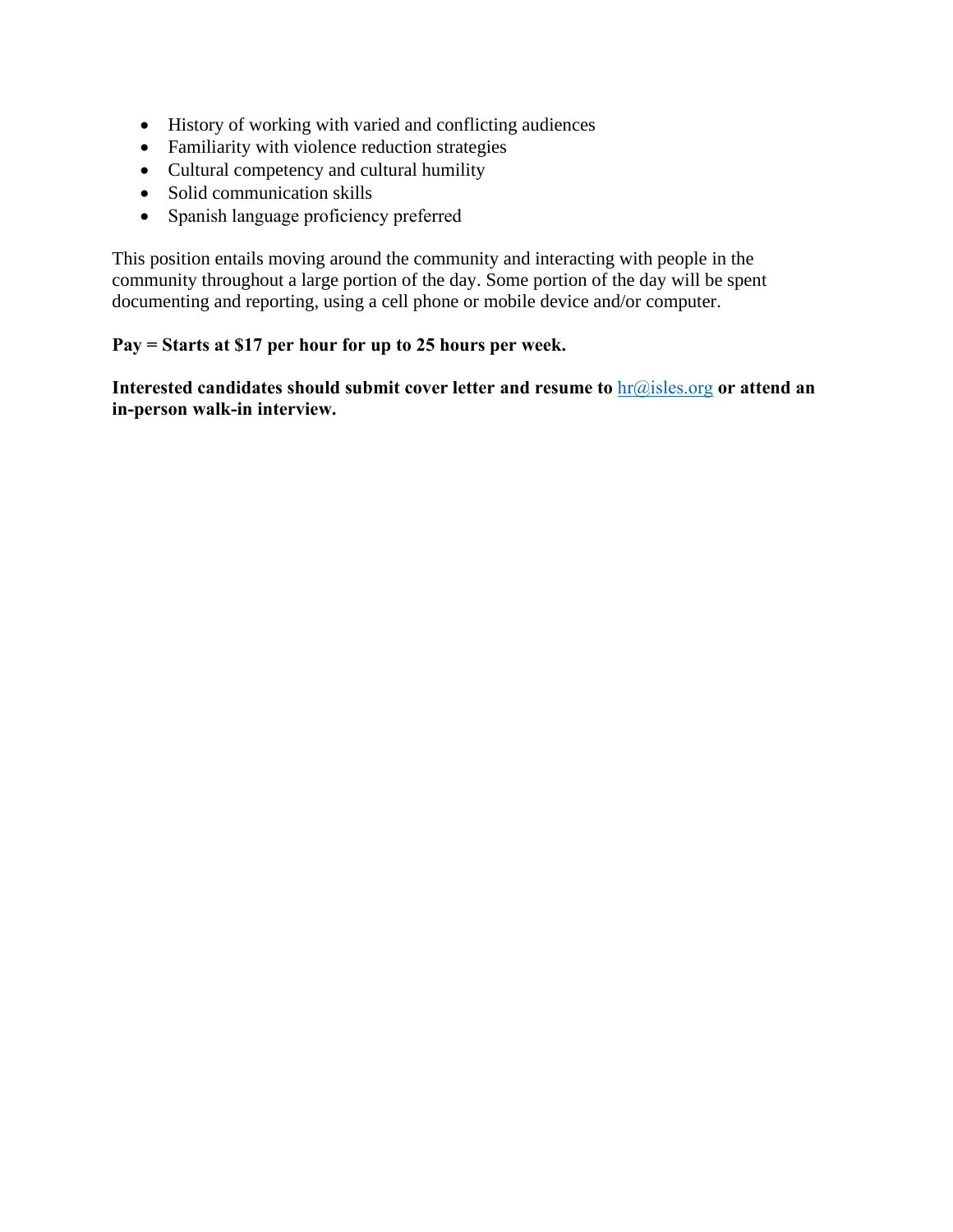- History of working with varied and conflicting audiences
- Familiarity with violence reduction strategies
- Cultural competency and cultural humility
- Solid communication skills
- Spanish language proficiency preferred

This position entails moving around the community and interacting with people in the community throughout a large portion of the day. Some portion of the day will be spent documenting and reporting, using a cell phone or mobile device and/or computer.

**Pay = Starts at $17 per hour for up to 25 hours per week.**

**Interested candidates should submit cover letter and resume to** [hr@isles.org](mailto:hr@isles.org) **or attend an in-person walk-in interview.**